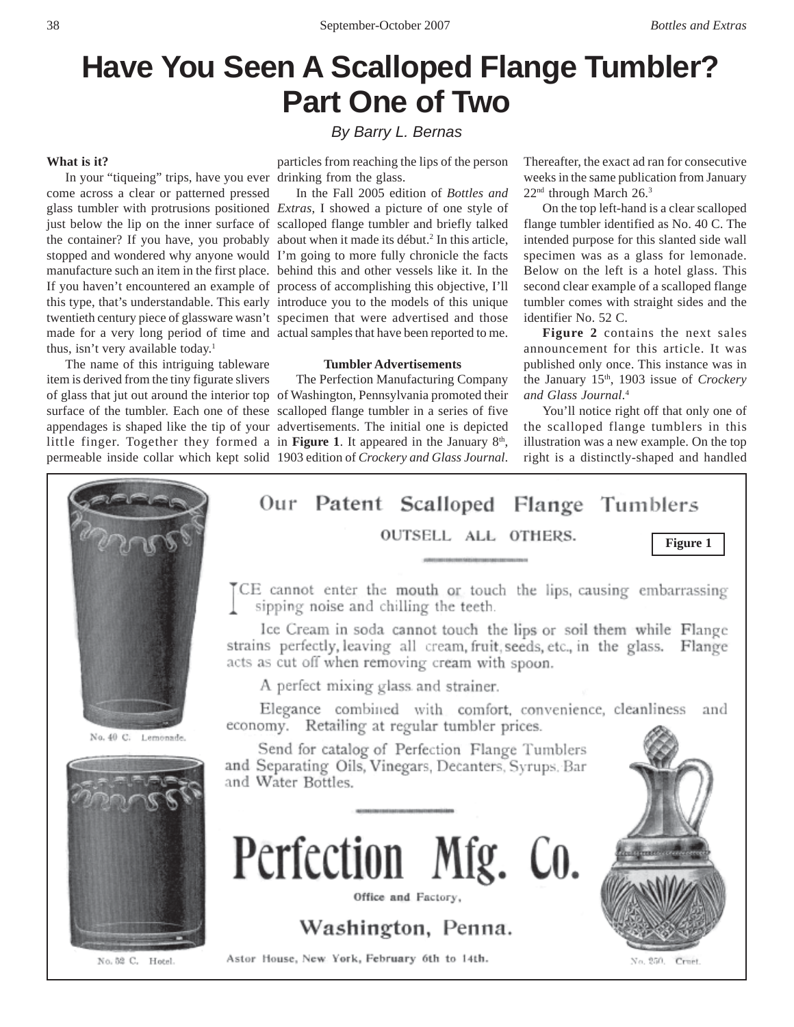# Have You Seen A Scalloped Flange Tumbler? Part One of Two

*By Barry L. Bernas*

**What is it?**

In your "tiqueing" trips, have you ever come across a clear or patterned pressed glass tumbler with protrusions positioned just below the lip on the inner surface of the container? If you have, you probably stopped and wondered why anyone would manufacture such an item in the first place. If you haven't encountered an example of this type, that's understandable. This early twentieth century piece of glassware wasn't made for a very long period of time and thus, isn't very available today.[1]

The name of this intriguing tableware item is derived from the tiny figurate slivers of glass that jut out around the interior top surface of the tumbler. Each one of these appendages is shaped like the tip of your little finger. Together they formed a permeable inside collar which kept solid particles from reaching the lips of the person drinking from the glass.

In the Fall 2005 edition of *Bottles and Extras*, I showed a picture of one style of scalloped flange tumbler and briefly talked about when it made its début.[2] In this article, I'm going to more fully chronicle the facts behind this and other vessels like it. In the process of accomplishing this objective, I'll introduce you to the models of this unique specimen that were advertised and those actual samples that have been reported to me.

**Tumbler Advertisements**

The Perfection Manufacturing Company of Washington, Pennsylvania promoted their scalloped flange tumbler in a series of five advertisements. The initial one is depicted in **Figure 1**. It appeared in the January 8th, 1903 edition of *Crockery and Glass Journal*. Thereafter, the exact ad ran for consecutive weeks in the same publication from January 22nd through March 26.[3]

On the top left-hand is a clear scalloped flange tumbler identified as No. 40 C. The intended purpose for this slanted side wall specimen was as a glass for lemonade. Below on the left is a hotel glass. This second clear example of a scalloped flange tumbler comes with straight sides and the identifier No. 52 C.

**Figure 2** contains the next sales announcement for this article. It was published only once. This instance was in the January 15th, 1903 issue of *Crockery and Glass Journal*.[4]

You'll notice right off that only one of the scalloped flange tumblers in this illustration was a new example. On the top right is a distinctly-shaped and handled

Figure 1

Our Patent Scalloped Flange Tumblers

OUTSELL ALL OTHERS.

ICE cannot enter the mouth or touch the lips, causing embarrassing sipping noise and chilling the teeth.

Ice Cream in soda cannot touch the lips or soil them while Flange strains perfectly, leaving all cream, fruit, seeds, etc., in the glass. Flange acts as cut off when removing cream with spoon.

A perfect mixing glass and strainer.

Elegance combined with comfort, convenience, cleanliness and economy. Retailing at regular tumbler prices.

Send for catalog of Perfection Flange Tumblers and Separating Oils, Vinegars, Decanters, Syrups, Bar and Water Bottles.

Perfection Mfg. Co.

Office and Factory,

Washington, Penna.

Astor House, New York, February 6th to 14th.

No. 40 C. Lemonade.

No. 52 C. Hotel.

No. 250. Cruet.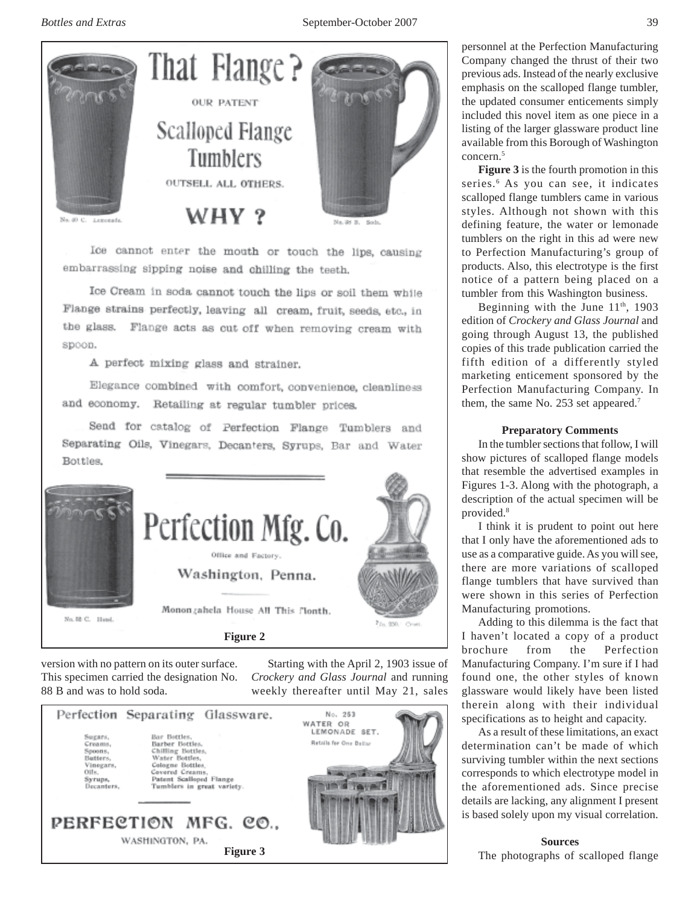That Flange?

OUR PATENT

Scalloped Flange Tumblers

OUTSELL ALL OTHERS.

WHY?

No. 40 C. Lemonade.

No. 88 B. Soda.

Ice cannot enter the mouth or touch the lips, causing embarrassing sipping noise and chilling the teeth.

Ice Cream in soda cannot touch the lips or soil them while Flange strains perfectly, leaving all cream, fruit, seeds, etc., in the glass. Flange acts as cut off when removing cream with spoon.

A perfect mixing glass and strainer.

Elegance combined with comfort, convenience, cleanliness and economy. Retailing at regular tumbler prices.

Send for catalog of Perfection Flange Tumblers and Separating Oils, Vinegars, Decanters, Syrups, Bar and Water Bottles.

Perfection Mfg. Co.

Office and Factory.

Washington, Penna.

Monongahela House All This Month.

No. 88 C. Hotel.

No. 200. Cruet.

**Figure 2**

version with no pattern on its outer surface. This specimen carried the designation No. 88 B and was to hold soda.

Starting with the April 2, 1903 issue of *Crockery and Glass Journal* and running weekly thereafter until May 21, sales personnel at the Perfection Manufacturing Company changed the thrust of their two previous ads. Instead of the nearly exclusive emphasis on the scalloped flange tumbler, the updated consumer enticements simply included this novel item as one piece in a listing of the larger glassware product line available from this Borough of Washington concern.[5]

Perfection Separating Glassware.

Sugars, Creams, Spoons, Butters, Vinegars, Oils, Syrups, Decanters,

Bar Bottles, Barber Bottles, Chilling Bottles, Water Bottles, Cologne Bottles, Covered Creams, Patent Scalloped Flange Tumblers in great variety.

No. 253 WATER OR LEMONADE SET. Retails for One Dollar

PERFECTION MFG. CO., WASHINGTON, PA.

**Figure 3**

**Figure 3** is the fourth promotion in this series.[6] As you can see, it indicates scalloped flange tumblers came in various styles. Although not shown with this defining feature, the water or lemonade tumblers on the right in this ad were new to Perfection Manufacturing's group of products. Also, this electrotype is the first notice of a pattern being placed on a tumbler from this Washington business.

Beginning with the June 11th, 1903 edition of *Crockery and Glass Journal* and going through August 13, the published copies of this trade publication carried the fifth edition of a differently styled marketing enticement sponsored by the Perfection Manufacturing Company. In them, the same No. 253 set appeared.[7]

### Preparatory Comments

In the tumbler sections that follow, I will show pictures of scalloped flange models that resemble the advertised examples in Figures 1-3. Along with the photograph, a description of the actual specimen will be provided.[8]

I think it is prudent to point out here that I only have the aforementioned ads to use as a comparative guide. As you will see, there are more variations of scalloped flange tumblers that have survived than were shown in this series of Perfection Manufacturing promotions.

Adding to this dilemma is the fact that I haven't located a copy of a product brochure from the Perfection Manufacturing Company. I'm sure if I had found one, the other styles of known glassware would likely have been listed therein along with their individual specifications as to height and capacity.

As a result of these limitations, an exact determination can't be made of which surviving tumbler within the next sections corresponds to which electrotype model in the aforementioned ads. Since precise details are lacking, any alignment I present is based solely upon my visual correlation.

### Sources

The photographs of scalloped flange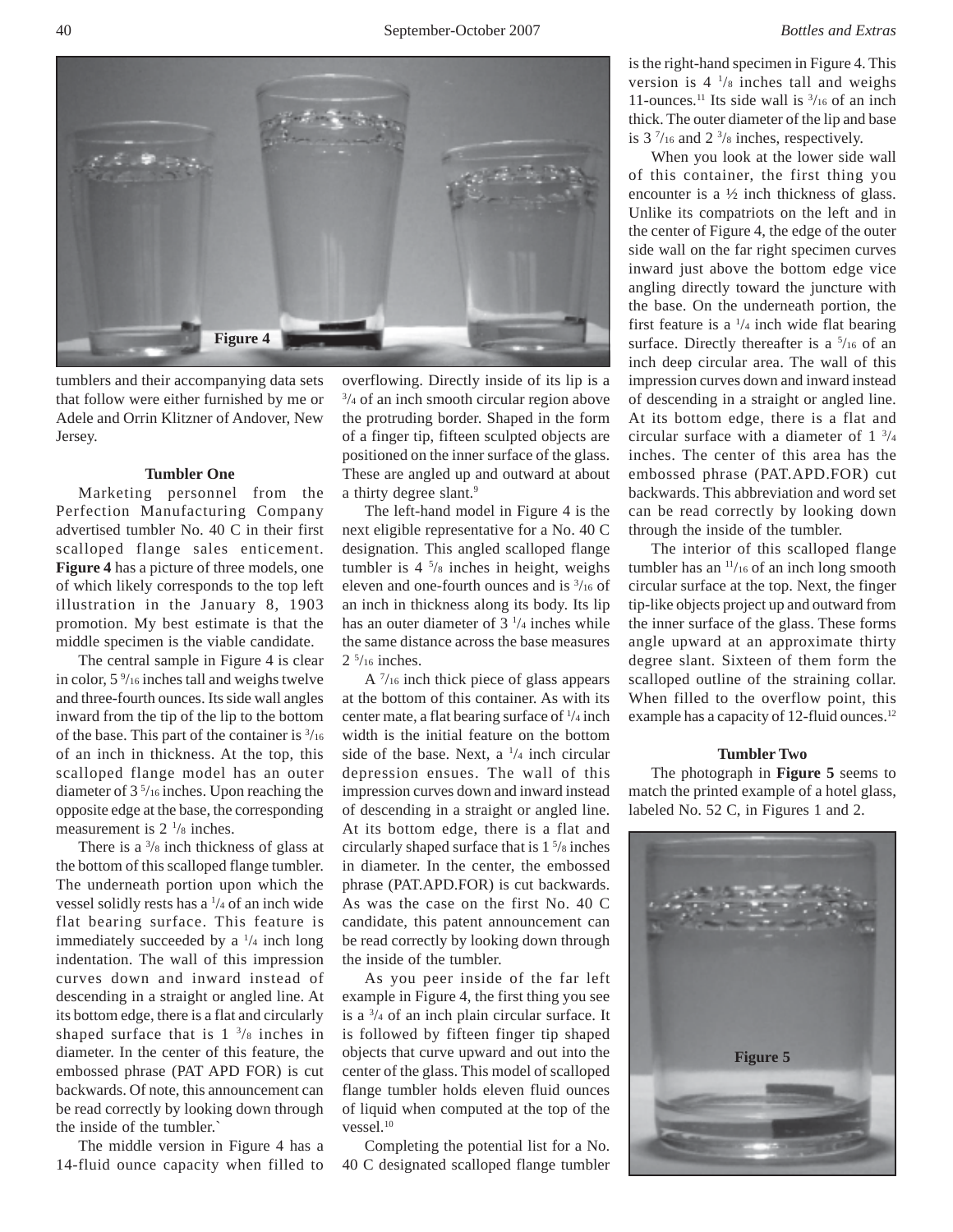tumblers and their accompanying data sets that follow were either furnished by me or Adele and Orrin Klitzner of Andover, New Jersey.

**Tumbler One**

Marketing personnel from the Perfection Manufacturing Company advertised tumbler No. 40 C in their first scalloped flange sales enticement. **Figure 4** has a picture of three models, one of which likely corresponds to the top left illustration in the January 8, 1903 promotion. My best estimate is that the middle specimen is the viable candidate.

The central sample in Figure 4 is clear in color, 5 9/16 inches tall and weighs twelve and three-fourth ounces. Its side wall angles inward from the tip of the lip to the bottom of the base. This part of the container is 3/16 of an inch in thickness. At the top, this scalloped flange model has an outer diameter of 3 5/16 inches. Upon reaching the opposite edge at the base, the corresponding measurement is 2 1/8 inches.

There is a 3/8 inch thickness of glass at the bottom of this scalloped flange tumbler. The underneath portion upon which the vessel solidly rests has a 1/4 of an inch wide flat bearing surface. This feature is immediately succeeded by a 1/4 inch long indentation. The wall of this impression curves down and inward instead of descending in a straight or angled line. At its bottom edge, there is a flat and circularly shaped surface that is 1 3/8 inches in diameter. In the center of this feature, the embossed phrase (PAT APD FOR) is cut backwards. Of note, this announcement can be read correctly by looking down through the inside of the tumbler.`

The middle version in Figure 4 has a 14-fluid ounce capacity when filled to overflowing. Directly inside of its lip is a 3/4 of an inch smooth circular region above the protruding border. Shaped in the form of a finger tip, fifteen sculpted objects are positioned on the inner surface of the glass. These are angled up and outward at about a thirty degree slant.[9]

The left-hand model in Figure 4 is the next eligible representative for a No. 40 C designation. This angled scalloped flange tumbler is 4 5/8 inches in height, weighs eleven and one-fourth ounces and is 3/16 of an inch in thickness along its body. Its lip has an outer diameter of 3 1/4 inches while the same distance across the base measures 2 5/16 inches.

A 7/16 inch thick piece of glass appears at the bottom of this container. As with its center mate, a flat bearing surface of 1/4 inch width is the initial feature on the bottom side of the base. Next, a 1/4 inch circular depression ensues. The wall of this impression curves down and inward instead of descending in a straight or angled line. At its bottom edge, there is a flat and circularly shaped surface that is 1 5/8 inches in diameter. In the center, the embossed phrase (PAT.APD.FOR) is cut backwards. As was the case on the first No. 40 C candidate, this patent announcement can be read correctly by looking down through the inside of the tumbler.

As you peer inside of the far left example in Figure 4, the first thing you see is a 3/4 of an inch plain circular surface. It is followed by fifteen finger tip shaped objects that curve upward and out into the center of the glass. This model of scalloped flange tumbler holds eleven fluid ounces of liquid when computed at the top of the vessel.[10]

Completing the potential list for a No. 40 C designated scalloped flange tumbler is the right-hand specimen in Figure 4. This version is 4 1/8 inches tall and weighs 11-ounces.[11] Its side wall is 3/16 of an inch thick. The outer diameter of the lip and base is 3 7/16 and 2 3/8 inches, respectively.

When you look at the lower side wall of this container, the first thing you encounter is a ½ inch thickness of glass. Unlike its compatriots on the left and in the center of Figure 4, the edge of the outer side wall on the far right specimen curves inward just above the bottom edge vice angling directly toward the juncture with the base. On the underneath portion, the first feature is a 1/4 inch wide flat bearing surface. Directly thereafter is a 5/16 of an inch deep circular area. The wall of this impression curves down and inward instead of descending in a straight or angled line. At its bottom edge, there is a flat and circular surface with a diameter of 1 3/4 inches. The center of this area has the embossed phrase (PAT.APD.FOR) cut backwards. This abbreviation and word set can be read correctly by looking down through the inside of the tumbler.

The interior of this scalloped flange tumbler has an 11/16 of an inch long smooth circular surface at the top. Next, the finger tip-like objects project up and outward from the inner surface of the glass. These forms angle upward at an approximate thirty degree slant. Sixteen of them form the scalloped outline of the straining collar. When filled to the overflow point, this example has a capacity of 12-fluid ounces.[12]

**Figure 4**

**Tumbler Two**

The photograph in **Figure 5** seems to match the printed example of a hotel glass, labeled No. 52 C, in Figures 1 and 2.

**Figure 5**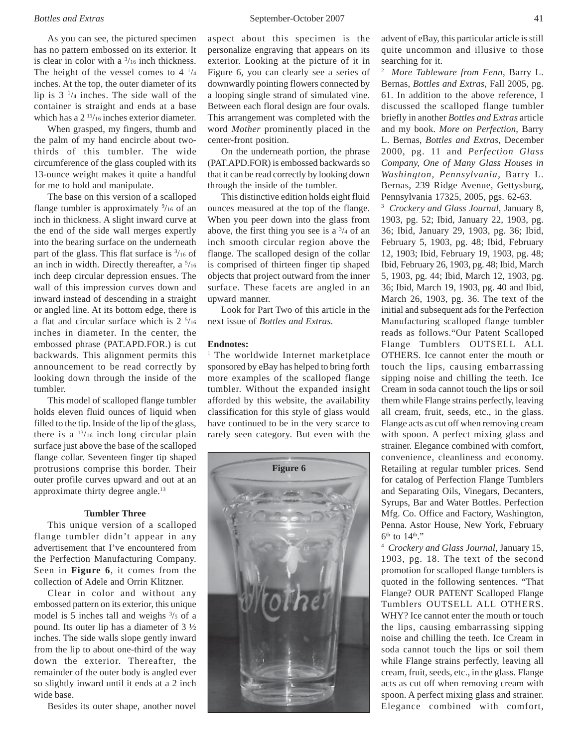As you can see, the pictured specimen has no pattern embossed on its exterior. It is clear in color with a 3/16 inch thickness. The height of the vessel comes to 4 1/4 inches. At the top, the outer diameter of its lip is 3 1/4 inches. The side wall of the container is straight and ends at a base which has a 2 15/16 inches exterior diameter.

When grasped, my fingers, thumb and the palm of my hand encircle about two-thirds of this tumbler. The wide circumference of the glass coupled with its 13-ounce weight makes it quite a handful for me to hold and manipulate.

The base on this version of a scalloped flange tumbler is approximately 9/16 of an inch in thickness. A slight inward curve at the end of the side wall merges expertly into the bearing surface on the underneath part of the glass. This flat surface is 3/16 of an inch in width. Directly thereafter, a 5/16 inch deep circular depression ensues. The wall of this impression curves down and inward instead of descending in a straight or angled line. At its bottom edge, there is a flat and circular surface which is 2 5/16 inches in diameter. In the center, the embossed phrase (PAT.APD.FOR.) is cut backwards. This alignment permits this announcement to be read correctly by looking down through the inside of the tumbler.

This model of scalloped flange tumbler holds eleven fluid ounces of liquid when filled to the tip. Inside of the lip of the glass, there is a 13/16 inch long circular plain surface just above the base of the scalloped flange collar. Seventeen finger tip shaped protrusions comprise this border. Their outer profile curves upward and out at an approximate thirty degree angle.[13]

### Tumbler Three

This unique version of a scalloped flange tumbler didn't appear in any advertisement that I've encountered from the Perfection Manufacturing Company. Seen in **Figure 6**, it comes from the collection of Adele and Orrin Klitzner.

Clear in color and without any embossed pattern on its exterior, this unique model is 5 inches tall and weighs 3/5 of a pound. Its outer lip has a diameter of 3 ½ inches. The side walls slope gently inward from the lip to about one-third of the way down the exterior. Thereafter, the remainder of the outer body is angled ever so slightly inward until it ends at a 2 inch wide base.

Besides its outer shape, another novel aspect about this specimen is the personalize engraving that appears on its exterior. Looking at the picture of it in Figure 6, you can clearly see a series of downwardly pointing flowers connected by a looping single strand of simulated vine. Between each floral design are four ovals. This arrangement was completed with the word *Mother* prominently placed in the center-front position.

On the underneath portion, the phrase (PAT.APD.FOR) is embossed backwards so that it can be read correctly by looking down through the inside of the tumbler.

This distinctive edition holds eight fluid ounces measured at the top of the flange. When you peer down into the glass from above, the first thing you see is a 3/4 of an inch smooth circular region above the flange. The scalloped design of the collar is comprised of thirteen finger tip shaped objects that project outward from the inner surface. These facets are angled in an upward manner.

Look for Part Two of this article in the next issue of *Bottles and Extras*.

**Figure 6**

**Endnotes:**

[1] The worldwide Internet marketplace sponsored by eBay has helped to bring forth more examples of the scalloped flange tumbler. Without the expanded insight afforded by this website, the availability classification for this style of glass would have continued to be in the very scarce to rarely seen category. But even with the advent of eBay, this particular article is still quite uncommon and illusive to those searching for it.

[2] *More Tableware from Fenn*, Barry L. Bernas, *Bottles and Extras*, Fall 2005, pg. 61. In addition to the above reference, I discussed the scalloped flange tumbler briefly in another *Bottles and Extras* article and my book. *More on Perfection*, Barry L. Bernas, *Bottles and Extras*, December 2000, pg. 11 and *Perfection Glass Company, One of Many Glass Houses in Washington, Pennsylvania*, Barry L. Bernas, 239 Ridge Avenue, Gettysburg, Pennsylvania 17325, 2005, pgs. 62-63.

[3] *Crockery and Glass Journal*, January 8, 1903, pg. 52; Ibid, January 22, 1903, pg. 36; Ibid, January 29, 1903, pg. 36; Ibid, February 5, 1903, pg. 48; Ibid, February 12, 1903; Ibid, February 19, 1903, pg. 48; Ibid, February 26, 1903, pg. 48; Ibid, March 5, 1903, pg. 44; Ibid, March 12, 1903, pg. 36; Ibid, March 19, 1903, pg. 40 and Ibid, March 26, 1903, pg. 36. The text of the initial and subsequent ads for the Perfection Manufacturing scalloped flange tumbler reads as follows."Our Patent Scalloped Flange Tumblers OUTSELL ALL OTHERS. Ice cannot enter the mouth or touch the lips, causing embarrassing sipping noise and chilling the teeth. Ice Cream in soda cannot touch the lips or soil them while Flange strains perfectly, leaving all cream, fruit, seeds, etc., in the glass. Flange acts as cut off when removing cream with spoon. A perfect mixing glass and strainer. Elegance combined with comfort, convenience, cleanliness and economy. Retailing at regular tumbler prices. Send for catalog of Perfection Flange Tumblers and Separating Oils, Vinegars, Decanters, Syrups, Bar and Water Bottles. Perfection Mfg. Co. Office and Factory, Washington, Penna. Astor House, New York, February 6th to 14th."

[4] *Crockery and Glass Journal*, January 15, 1903, pg. 18. The text of the second promotion for scalloped flange tumblers is quoted in the following sentences. "That Flange? OUR PATENT Scalloped Flange Tumblers OUTSELL ALL OTHERS. WHY? Ice cannot enter the mouth or touch the lips, causing embarrassing sipping noise and chilling the teeth. Ice Cream in soda cannot touch the lips or soil them while Flange strains perfectly, leaving all cream, fruit, seeds, etc., in the glass. Flange acts as cut off when removing cream with spoon. A perfect mixing glass and strainer. Elegance combined with comfort,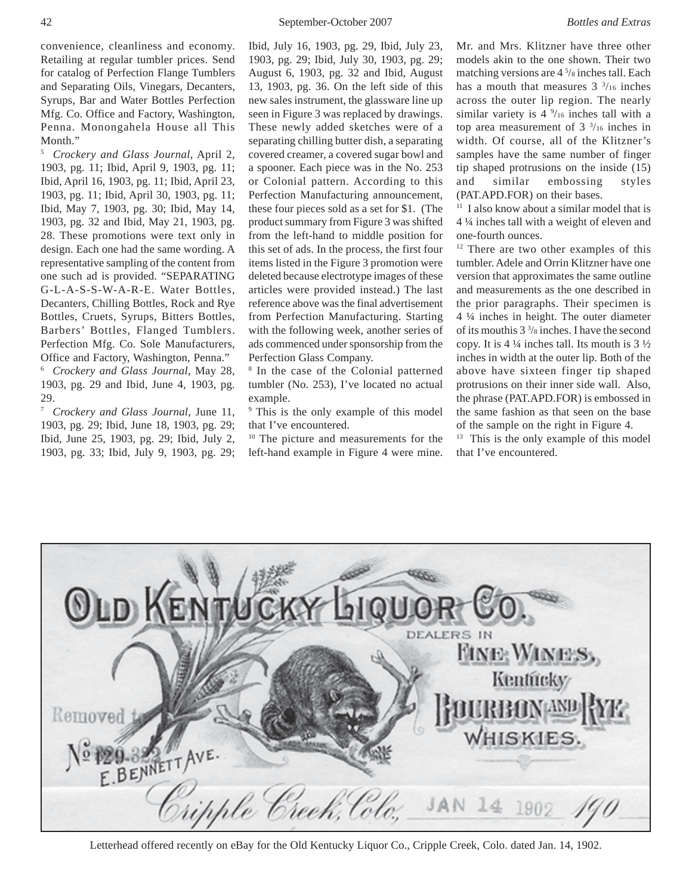convenience, cleanliness and economy. Retailing at regular tumbler prices. Send for catalog of Perfection Flange Tumblers and Separating Oils, Vinegars, Decanters, Syrups, Bar and Water Bottles Perfection Mfg. Co. Office and Factory, Washington, Penna. Monongahela House all This Month."

[5] *Crockery and Glass Journal*, April 2, 1903, pg. 11; Ibid, April 9, 1903, pg. 11; Ibid, April 16, 1903, pg. 11; Ibid, April 23, 1903, pg. 11; Ibid, April 30, 1903, pg. 11; Ibid, May 7, 1903, pg. 30; Ibid, May 14, 1903, pg. 32 and Ibid, May 21, 1903, pg. 28. These promotions were text only in design. Each one had the same wording. A representative sampling of the content from one such ad is provided. "SEPARATING G-L-A-S-S-W-A-R-E. Water Bottles, Decanters, Chilling Bottles, Rock and Rye Bottles, Cruets, Syrups, Bitters Bottles, Barbers' Bottles, Flanged Tumblers. Perfection Mfg. Co. Sole Manufacturers, Office and Factory, Washington, Penna."

[6] *Crockery and Glass Journal*, May 28, 1903, pg. 29 and Ibid, June 4, 1903, pg. 29.

[7] *Crockery and Glass Journal*, June 11, 1903, pg. 29; Ibid, June 18, 1903, pg. 29; Ibid, June 25, 1903, pg. 29; Ibid, July 2, 1903, pg. 33; Ibid, July 9, 1903, pg. 29; Ibid, July 16, 1903, pg. 29, Ibid, July 23, 1903, pg. 29; Ibid, July 30, 1903, pg. 29; August 6, 1903, pg. 32 and Ibid, August 13, 1903, pg. 36. On the left side of this new sales instrument, the glassware line up seen in Figure 3 was replaced by drawings. These newly added sketches were of a separating chilling butter dish, a separating covered creamer, a covered sugar bowl and a spooner. Each piece was in the No. 253 or Colonial pattern. According to this Perfection Manufacturing announcement, these four pieces sold as a set for $1. (The product summary from Figure 3 was shifted from the left-hand to middle position for this set of ads. In the process, the first four items listed in the Figure 3 promotion were deleted because electrotype images of these articles were provided instead.) The last reference above was the final advertisement from Perfection Manufacturing. Starting with the following week, another series of ads commenced under sponsorship from the Perfection Glass Company.

[8] In the case of the Colonial patterned tumbler (No. 253), I've located no actual example.

[9] This is the only example of this model that I've encountered.

[10] The picture and measurements for the left-hand example in Figure 4 were mine. Mr. and Mrs. Klitzner have three other models akin to the one shown. Their two matching versions are 4 5/8 inches tall. Each has a mouth that measures 3 3/16 inches across the outer lip region. The nearly similar variety is 4 9/16 inches tall with a top area measurement of 3 3/16 inches in width. Of course, all of the Klitzner's samples have the same number of finger tip shaped protrusions on the inside (15) and similar embossing styles (PAT.APD.FOR) on their bases.

[11] I also know about a similar model that is 4 ¼ inches tall with a weight of eleven and one-fourth ounces.

[12] There are two other examples of this tumbler. Adele and Orrin Klitzner have one version that approximates the same outline and measurements as the one described in the prior paragraphs. Their specimen is 4 ¼ inches in height. The outer diameter of its mouthis 3 3/8 inches. I have the second copy. It is 4 ¼ inches tall. Its mouth is 3 ½ inches in width at the outer lip. Both of the above have sixteen finger tip shaped protrusions on their inner side wall. Also, the phrase (PAT.APD.FOR) is embossed in the same fashion as that seen on the base of the sample on the right in Figure 4.

[13] This is the only example of this model that I've encountered.

Letterhead offered recently on eBay for the Old Kentucky Liquor Co., Cripple Creek, Colo. dated Jan. 14, 1902.